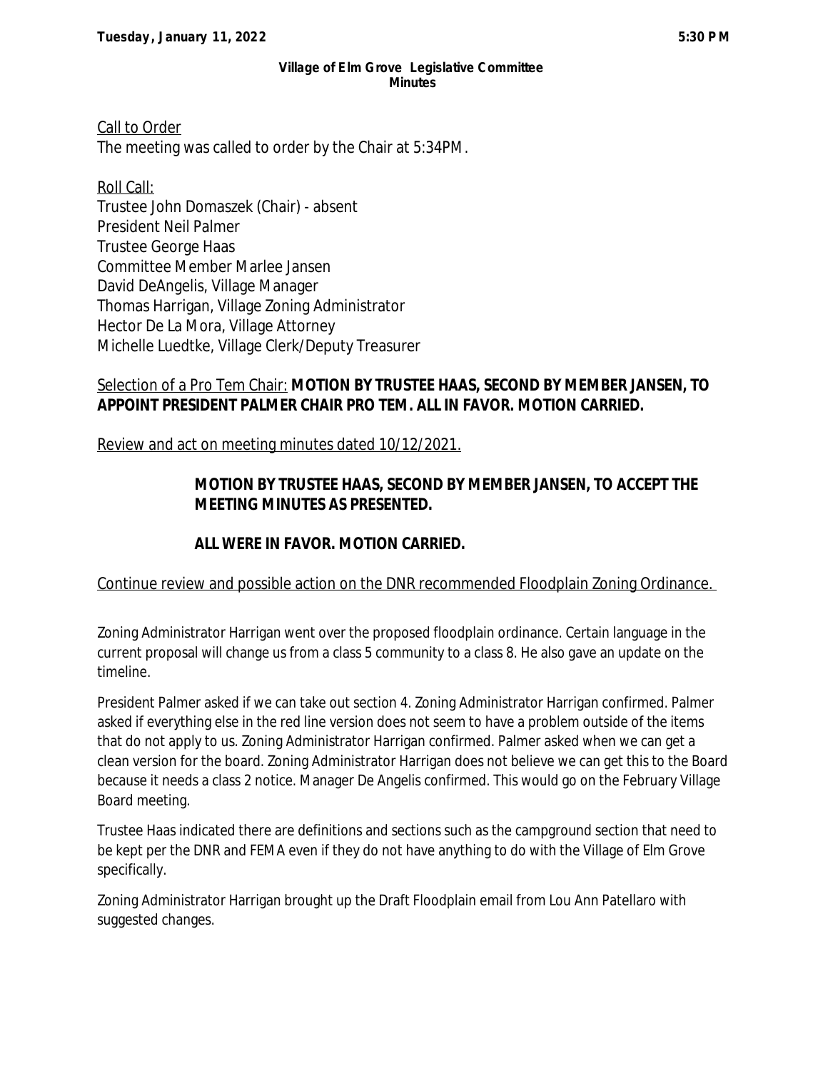**Tuesday, January 11, 2022** **5:30 PM**

**Village of Elm Grove Legislative Committee**
**Minutes**

Call to Order
The meeting was called to order by the Chair at 5:34PM.

Roll Call:
Trustee John Domaszek (Chair) - absent
President Neil Palmer
Trustee George Haas
Committee Member Marlee Jansen
David DeAngelis, Village Manager
Thomas Harrigan, Village Zoning Administrator
Hector De La Mora, Village Attorney
Michelle Luedtke, Village Clerk/Deputy Treasurer

Selection of a Pro Tem Chair: **MOTION BY TRUSTEE HAAS, SECOND BY MEMBER JANSEN, TO APPOINT PRESIDENT PALMER CHAIR PRO TEM. ALL IN FAVOR. MOTION CARRIED.**

Review and act on meeting minutes dated 10/12/2021.

**MOTION BY TRUSTEE HAAS, SECOND BY MEMBER JANSEN, TO ACCEPT THE MEETING MINUTES AS PRESENTED.**

**ALL WERE IN FAVOR. MOTION CARRIED.**

Continue review and possible action on the DNR recommended Floodplain Zoning Ordinance.

Zoning Administrator Harrigan went over the proposed floodplain ordinance. Certain language in the current proposal will change us from a class 5 community to a class 8. He also gave an update on the timeline.

President Palmer asked if we can take out section 4. Zoning Administrator Harrigan confirmed. Palmer asked if everything else in the red line version does not seem to have a problem outside of the items that do not apply to us. Zoning Administrator Harrigan confirmed. Palmer asked when we can get a clean version for the board. Zoning Administrator Harrigan does not believe we can get this to the Board because it needs a class 2 notice. Manager De Angelis confirmed. This would go on the February Village Board meeting.

Trustee Haas indicated there are definitions and sections such as the campground section that need to be kept per the DNR and FEMA even if they do not have anything to do with the Village of Elm Grove specifically.

Zoning Administrator Harrigan brought up the Draft Floodplain email from Lou Ann Patellaro with suggested changes.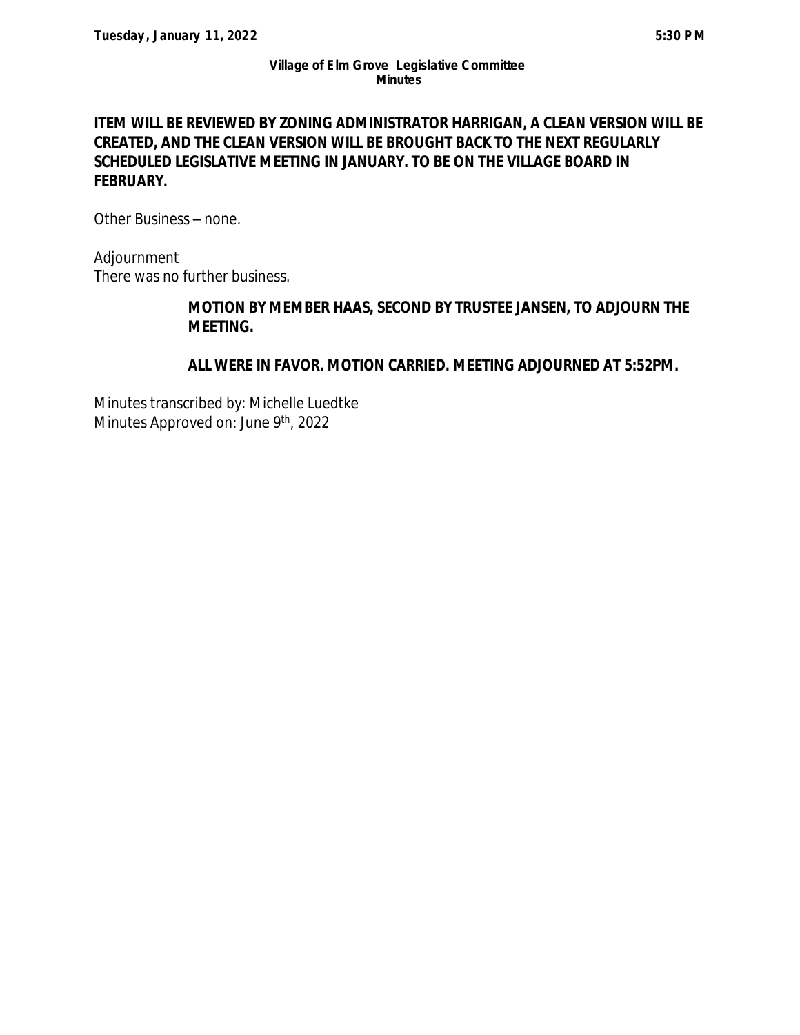**ITEM WILL BE REVIEWED BY ZONING ADMINISTRATOR HARRIGAN, A CLEAN VERSION WILL BE CREATED, AND THE CLEAN VERSION WILL BE BROUGHT BACK TO THE NEXT REGULARLY SCHEDULED LEGISLATIVE MEETING IN JANUARY. TO BE ON THE VILLAGE BOARD IN FEBRUARY.**

Other Business – none.

Adjournment
There was no further business.

> **MOTION BY MEMBER HAAS, SECOND BY TRUSTEE JANSEN, TO ADJOURN THE MEETING.**
>
> **ALL WERE IN FAVOR. MOTION CARRIED. MEETING ADJOURNED AT 5:52PM.**

Minutes transcribed by: Michelle Luedtke
Minutes Approved on: June 9th, 2022